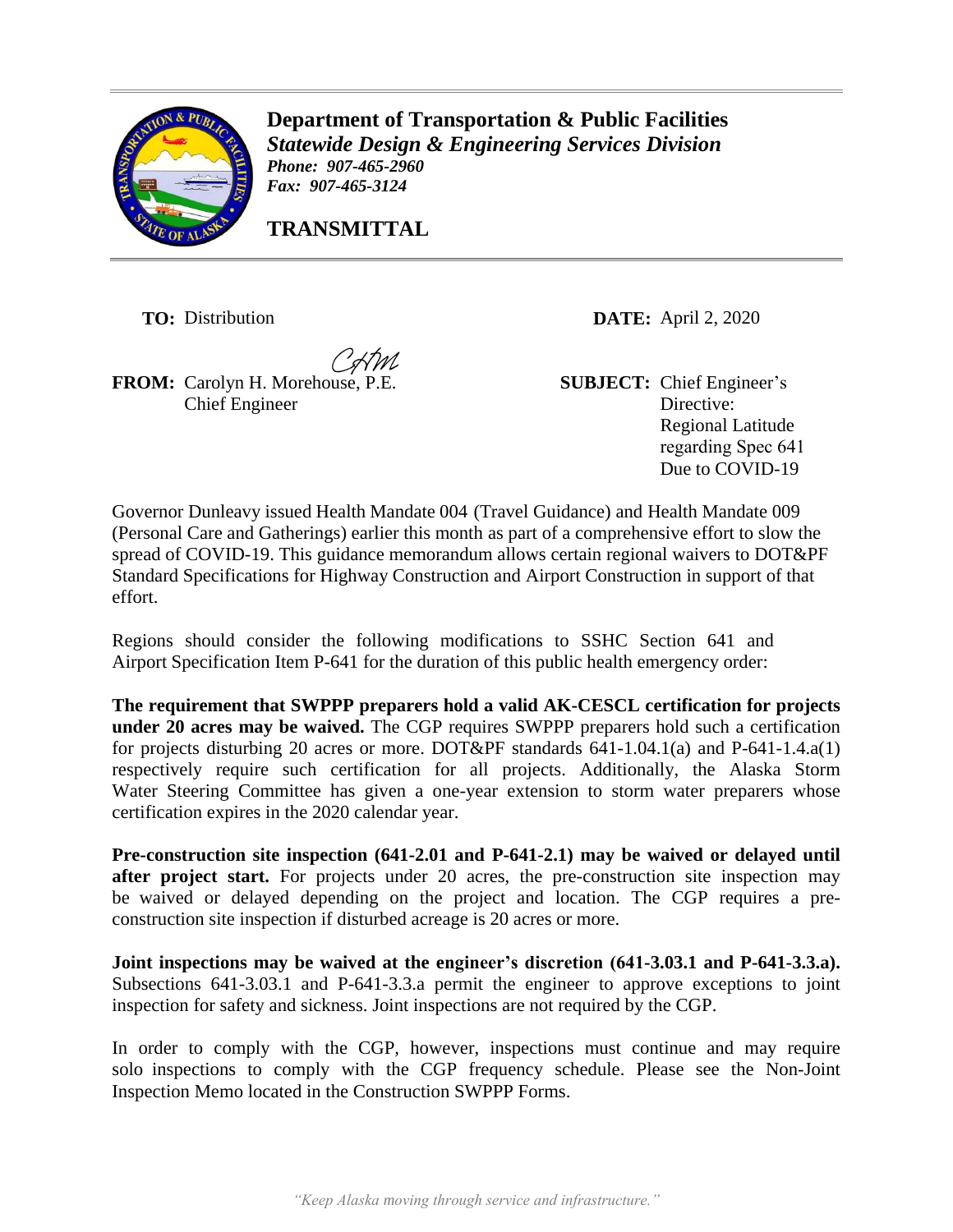# Department of Transportation & Public Facilities

***Statewide Design & Engineering Services Division***

***Phone: 907-465-2960***

***Fax: 907-465-3124***

## TRANSMITTAL

**TO:** Distribution

**DATE:** April 2, 2020

**FROM:** Carolyn H. Morehouse, P.E.
Chief Engineer

**SUBJECT:** Chief Engineer's Directive: Regional Latitude regarding Spec 641 Due to COVID-19

Governor Dunleavy issued Health Mandate 004 (Travel Guidance) and Health Mandate 009 (Personal Care and Gatherings) earlier this month as part of a comprehensive effort to slow the spread of COVID-19. This guidance memorandum allows certain regional waivers to DOT&PF Standard Specifications for Highway Construction and Airport Construction in support of that effort.

Regions should consider the following modifications to SSHC Section 641 and Airport Specification Item P-641 for the duration of this public health emergency order:

**The requirement that SWPPP preparers hold a valid AK-CESCL certification for projects under 20 acres may be waived.** The CGP requires SWPPP preparers hold such a certification for projects disturbing 20 acres or more. DOT&PF standards 641-1.04.1(a) and P-641-1.4.a(1) respectively require such certification for all projects. Additionally, the Alaska Storm Water Steering Committee has given a one-year extension to storm water preparers whose certification expires in the 2020 calendar year.

**Pre-construction site inspection (641-2.01 and P-641-2.1) may be waived or delayed until after project start.** For projects under 20 acres, the pre-construction site inspection may be waived or delayed depending on the project and location. The CGP requires a pre-construction site inspection if disturbed acreage is 20 acres or more.

**Joint inspections may be waived at the engineer's discretion (641-3.03.1 and P-641-3.3.a).** Subsections 641-3.03.1 and P-641-3.3.a permit the engineer to approve exceptions to joint inspection for safety and sickness. Joint inspections are not required by the CGP.

In order to comply with the CGP, however, inspections must continue and may require solo inspections to comply with the CGP frequency schedule. Please see the Non-Joint Inspection Memo located in the Construction SWPPP Forms.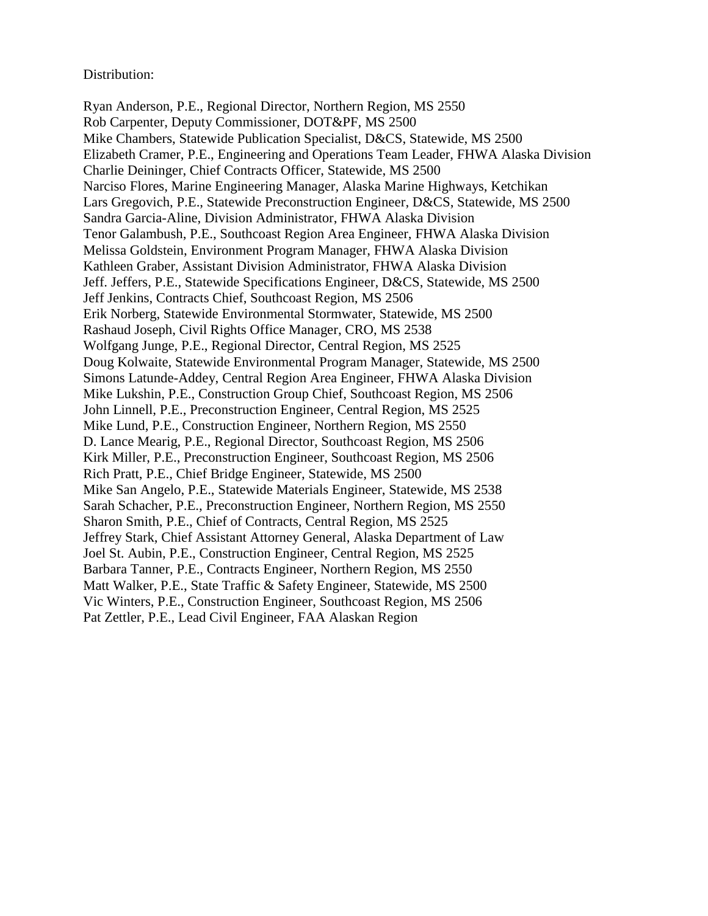Distribution:

Ryan Anderson, P.E., Regional Director, Northern Region, MS 2550
Rob Carpenter, Deputy Commissioner, DOT&PF, MS 2500
Mike Chambers, Statewide Publication Specialist, D&CS, Statewide, MS 2500
Elizabeth Cramer, P.E., Engineering and Operations Team Leader, FHWA Alaska Division
Charlie Deininger, Chief Contracts Officer, Statewide, MS 2500
Narciso Flores, Marine Engineering Manager, Alaska Marine Highways, Ketchikan
Lars Gregovich, P.E., Statewide Preconstruction Engineer, D&CS, Statewide, MS 2500
Sandra Garcia-Aline, Division Administrator, FHWA Alaska Division
Tenor Galambush, P.E., Southcoast Region Area Engineer, FHWA Alaska Division
Melissa Goldstein, Environment Program Manager, FHWA Alaska Division
Kathleen Graber, Assistant Division Administrator, FHWA Alaska Division
Jeff. Jeffers, P.E., Statewide Specifications Engineer, D&CS, Statewide, MS 2500
Jeff Jenkins, Contracts Chief, Southcoast Region, MS 2506
Erik Norberg, Statewide Environmental Stormwater, Statewide, MS 2500
Rashaud Joseph, Civil Rights Office Manager, CRO, MS 2538
Wolfgang Junge, P.E., Regional Director, Central Region, MS 2525
Doug Kolwaite, Statewide Environmental Program Manager, Statewide, MS 2500
Simons Latunde-Addey, Central Region Area Engineer, FHWA Alaska Division
Mike Lukshin, P.E., Construction Group Chief, Southcoast Region, MS 2506
John Linnell, P.E., Preconstruction Engineer, Central Region, MS 2525
Mike Lund, P.E., Construction Engineer, Northern Region, MS 2550
D. Lance Mearig, P.E., Regional Director, Southcoast Region, MS 2506
Kirk Miller, P.E., Preconstruction Engineer, Southcoast Region, MS 2506
Rich Pratt, P.E., Chief Bridge Engineer, Statewide, MS 2500
Mike San Angelo, P.E., Statewide Materials Engineer, Statewide, MS 2538
Sarah Schacher, P.E., Preconstruction Engineer, Northern Region, MS 2550
Sharon Smith, P.E., Chief of Contracts, Central Region, MS 2525
Jeffrey Stark, Chief Assistant Attorney General, Alaska Department of Law
Joel St. Aubin, P.E., Construction Engineer, Central Region, MS 2525
Barbara Tanner, P.E., Contracts Engineer, Northern Region, MS 2550
Matt Walker, P.E., State Traffic & Safety Engineer, Statewide, MS 2500
Vic Winters, P.E., Construction Engineer, Southcoast Region, MS 2506
Pat Zettler, P.E., Lead Civil Engineer, FAA Alaskan Region